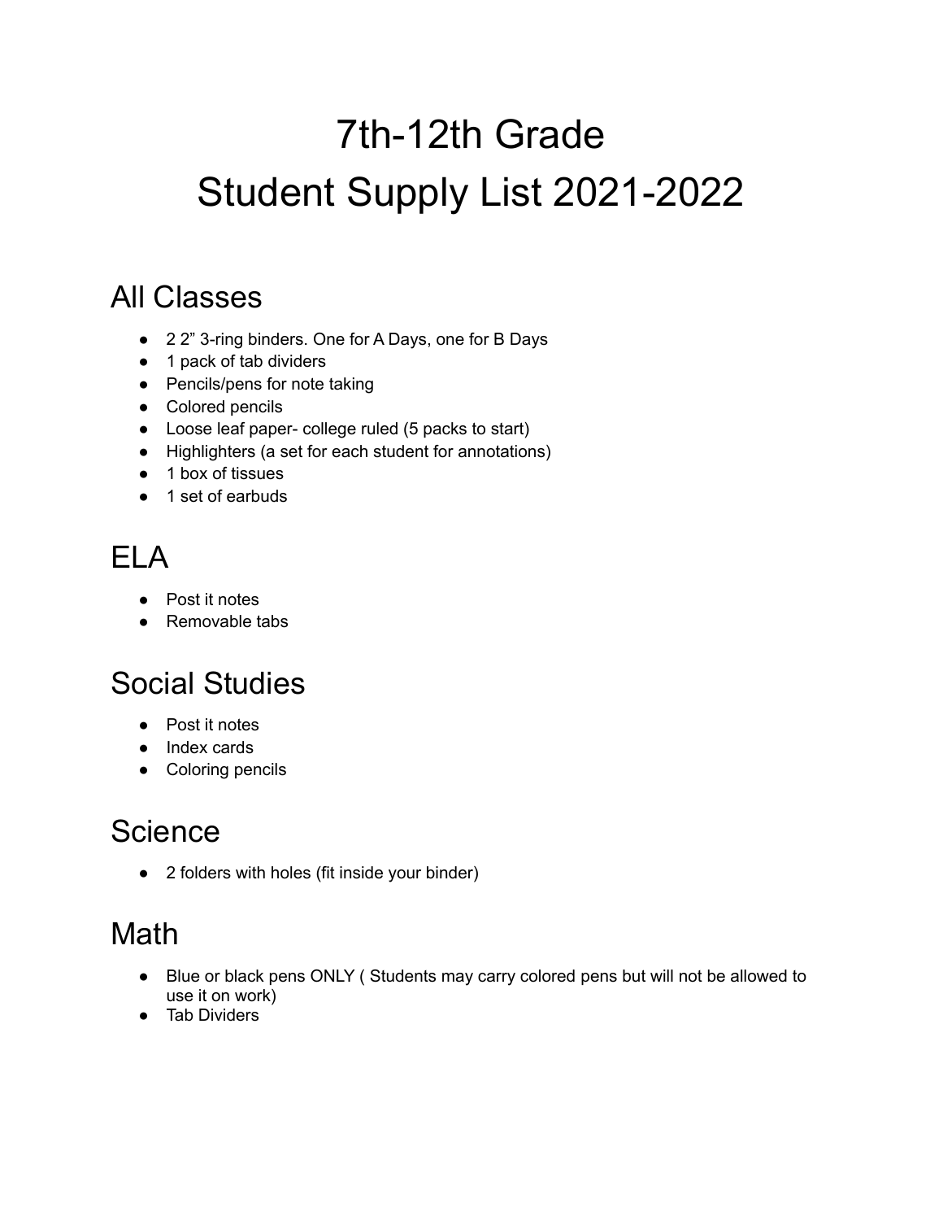# 7th-12th Grade
# Student Supply List 2021-2022

## All Classes

- 2 2" 3-ring binders. One for A Days, one for B Days
- 1 pack of tab dividers
- Pencils/pens for note taking
- Colored pencils
- Loose leaf paper- college ruled (5 packs to start)
- Highlighters (a set for each student for annotations)
- 1 box of tissues
- 1 set of earbuds

## ELA

- Post it notes
- Removable tabs

## Social Studies

- Post it notes
- Index cards
- Coloring pencils

## Science

- 2 folders with holes (fit inside your binder)

## Math

- Blue or black pens ONLY ( Students may carry colored pens but will not be allowed to use it on work)
- Tab Dividers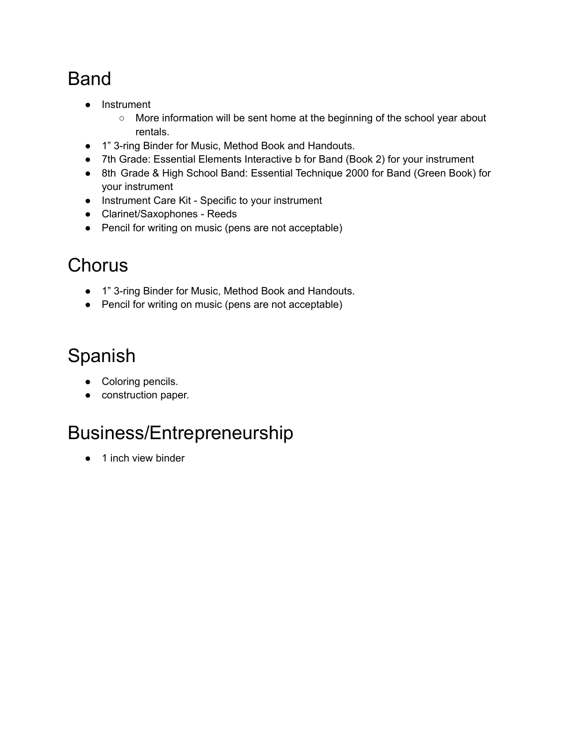## Band

- Instrument
  - More information will be sent home at the beginning of the school year about rentals.
- 1” 3-ring Binder for Music, Method Book and Handouts.
- 7th Grade: Essential Elements Interactive b for Band (Book 2) for your instrument
- 8th Grade & High School Band: Essential Technique 2000 for Band (Green Book) for your instrument
- Instrument Care Kit - Specific to your instrument
- Clarinet/Saxophones - Reeds
- Pencil for writing on music (pens are not acceptable)

## Chorus

- 1” 3-ring Binder for Music, Method Book and Handouts.
- Pencil for writing on music (pens are not acceptable)

## Spanish

- Coloring pencils.
- construction paper.

## Business/Entrepreneurship

- 1 inch view binder